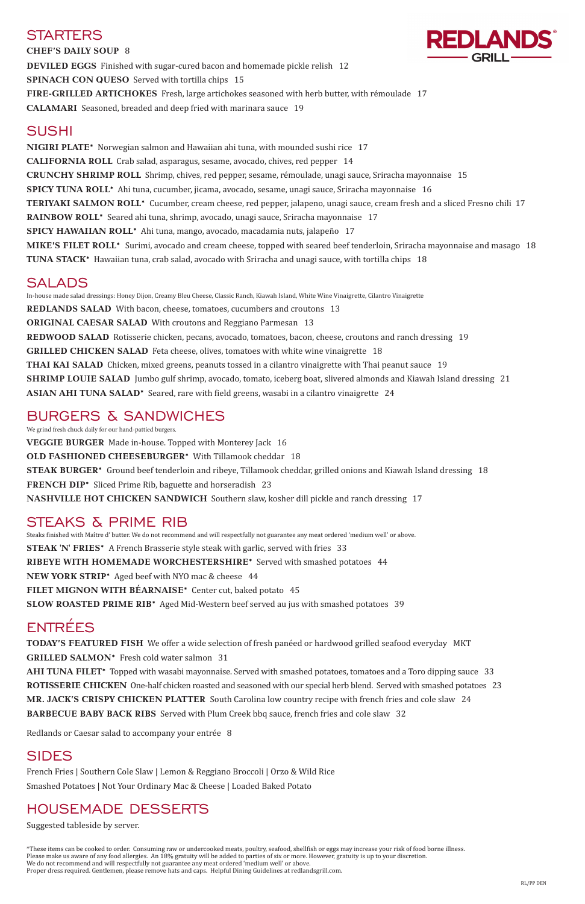# REDLANDS GRILL

## STARTERS

**CHEF'S DAILY SOUP** 8

**DEVILED EGGS** Finished with sugar-cured bacon and homemade pickle relish 12

**SPINACH CON QUESO** Served with tortilla chips 15

**FIRE-GRILLED ARTICHOKES** Fresh, large artichokes seasoned with herb butter, with rémoulade 17

**CALAMARI** Seasoned, breaded and deep fried with marinara sauce 19

## SUSHI

**NIGIRI PLATE*** Norwegian salmon and Hawaiian ahi tuna, with mounded sushi rice 17

**CALIFORNIA ROLL** Crab salad, asparagus, sesame, avocado, chives, red pepper 14

**CRUNCHY SHRIMP ROLL** Shrimp, chives, red pepper, sesame, rémoulade, unagi sauce, Sriracha mayonnaise 15

**SPICY TUNA ROLL*** Ahi tuna, cucumber, jicama, avocado, sesame, unagi sauce, Sriracha mayonnaise 16

**TERIYAKI SALMON ROLL*** Cucumber, cream cheese, red pepper, jalapeno, unagi sauce, cream fresh and a sliced Fresno chili 17

**RAINBOW ROLL*** Seared ahi tuna, shrimp, avocado, unagi sauce, Sriracha mayonnaise 17

**SPICY HAWAIIAN ROLL*** Ahi tuna, mango, avocado, macadamia nuts, jalapeño 17

**MIKE'S FILET ROLL*** Surimi, avocado and cream cheese, topped with seared beef tenderloin, Sriracha mayonnaise and masago 18

**TUNA STACK*** Hawaiian tuna, crab salad, avocado with Sriracha and unagi sauce, with tortilla chips 18

## SALADS

In-house made salad dressings: Honey Dijon, Creamy Bleu Cheese, Classic Ranch, Kiawah Island, White Wine Vinaigrette, Cilantro Vinaigrette

**REDLANDS SALAD** With bacon, cheese, tomatoes, cucumbers and croutons 13

**ORIGINAL CAESAR SALAD** With croutons and Reggiano Parmesan 13

**REDWOOD SALAD** Rotisserie chicken, pecans, avocado, tomatoes, bacon, cheese, croutons and ranch dressing 19

**GRILLED CHICKEN SALAD** Feta cheese, olives, tomatoes with white wine vinaigrette 18

**THAI KAI SALAD** Chicken, mixed greens, peanuts tossed in a cilantro vinaigrette with Thai peanut sauce 19

**SHRIMP LOUIE SALAD** Jumbo gulf shrimp, avocado, tomato, iceberg boat, slivered almonds and Kiawah Island dressing 21

**ASIAN AHI TUNA SALAD*** Seared, rare with field greens, wasabi in a cilantro vinaigrette 24

## BURGERS & SANDWICHES

We grind fresh chuck daily for our hand-pattied burgers.

**VEGGIE BURGER** Made in-house. Topped with Monterey Jack 16

**OLD FASHIONED CHEESEBURGER*** With Tillamook cheddar 18

**STEAK BURGER*** Ground beef tenderloin and ribeye, Tillamook cheddar, grilled onions and Kiawah Island dressing 18

**FRENCH DIP*** Sliced Prime Rib, baguette and horseradish 23

**NASHVILLE HOT CHICKEN SANDWICH** Southern slaw, kosher dill pickle and ranch dressing 17

## STEAKS & PRIME RIB

Steaks finished with Maître d' butter. We do not recommend and will respectfully not guarantee any meat ordered 'medium well' or above.

**STEAK 'N' FRIES*** A French Brasserie style steak with garlic, served with fries 33

**RIBEYE WITH HOMEMADE WORCHESTERSHIRE*** Served with smashed potatoes 44

**NEW YORK STRIP*** Aged beef with NYO mac & cheese 44

**FILET MIGNON WITH BÉARNAISE*** Center cut, baked potato 45

**SLOW ROASTED PRIME RIB*** Aged Mid-Western beef served au jus with smashed potatoes 39

## ENTRÉES

**TODAY'S FEATURED FISH** We offer a wide selection of fresh panéed or hardwood grilled seafood everyday MKT

**GRILLED SALMON*** Fresh cold water salmon 31

**AHI TUNA FILET*** Topped with wasabi mayonnaise. Served with smashed potatoes, tomatoes and a Toro dipping sauce 33

**ROTISSERIE CHICKEN** One-half chicken roasted and seasoned with our special herb blend. Served with smashed potatoes 23

**MR. JACK'S CRISPY CHICKEN PLATTER** South Carolina low country recipe with french fries and cole slaw 24

**BARBECUE BABY BACK RIBS** Served with Plum Creek bbq sauce, french fries and cole slaw 32

Redlands or Caesar salad to accompany your entrée 8

## SIDES

French Fries | Southern Cole Slaw | Lemon & Reggiano Broccoli | Orzo & Wild Rice
Smashed Potatoes | Not Your Ordinary Mac & Cheese | Loaded Baked Potato

## HOUSEMADE DESSERTS

Suggested tableside by server.

*These items can be cooked to order. Consuming raw or undercooked meats, poultry, seafood, shellfish or eggs may increase your risk of food borne illness.
Please make us aware of any food allergies. An 18% gratuity will be added to parties of six or more. However, gratuity is up to your discretion.
We do not recommend and will respectfully not guarantee any meat ordered 'medium well' or above.
Proper dress required. Gentlemen, please remove hats and caps. Helpful Dining Guidelines at redlandsgrill.com.

RL/PP DEN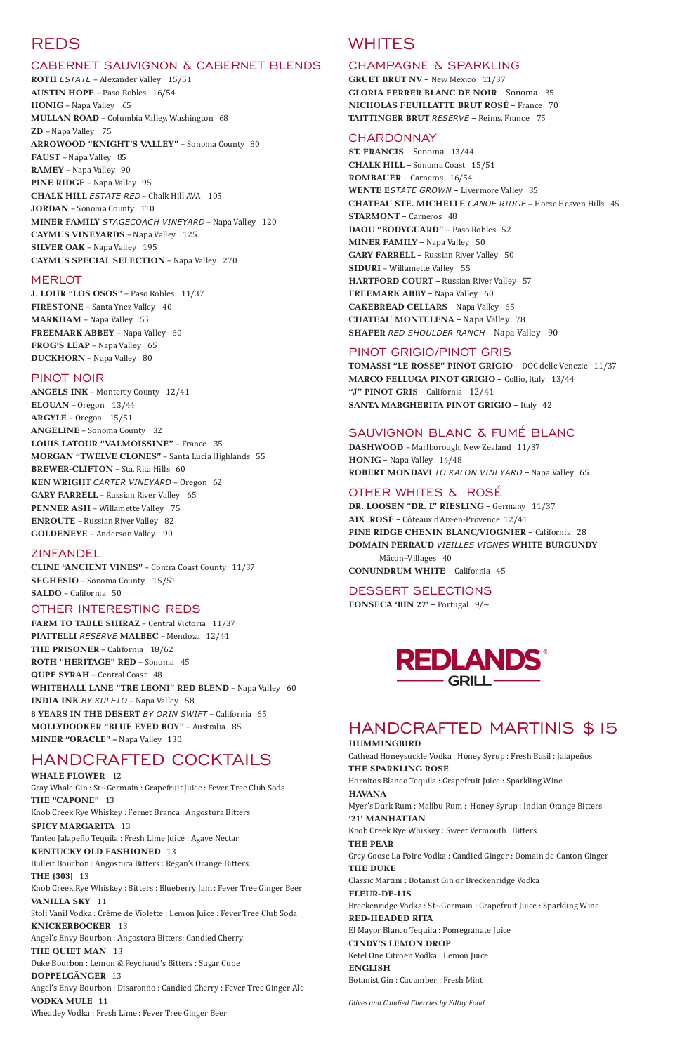# REDS

## CABERNET SAUVIGNON & CABERNET BLENDS

**ROTH** *ESTATE* – Alexander Valley 15/51
**AUSTIN HOPE** – Paso Robles 16/54
**HONIG** – Napa Valley 65
**MULLAN ROAD** – Columbia Valley, Washington 68
**ZD** – Napa Valley 75
**ARROWOOD "KNIGHT'S VALLEY"** – Sonoma County 80
**FAUST** – Napa Valley 85
**RAMEY** – Napa Valley 90
**PINE RIDGE** – Napa Valley 95
**CHALK HILL** *ESTATE RED* – Chalk Hill AVA 105
**JORDAN** – Sonoma County 110
**MINER FAMILY** *STAGECOACH VINEYARD* – Napa Valley 120
**CAYMUS VINEYARDS** – Napa Valley 125
**SILVER OAK** – Napa Valley 195
**CAYMUS SPECIAL SELECTION** – Napa Valley 270

## MERLOT

**J. LOHR "LOS OSOS"** – Paso Robles 11/37
**FIRESTONE** – Santa Ynez Valley 40
**MARKHAM** – Napa Valley 55
**FREEMARK ABBEY** – Napa Valley 60
**FROG'S LEAP** – Napa Valley 65
**DUCKHORN** – Napa Valley 80

## PINOT NOIR

**ANGELS INK** – Monterey County 12/41
**ELOUAN** – Oregon 13/44
**ARGYLE** – Oregon 15/51
**ANGELINE** – Sonoma County 32
**LOUIS LATOUR "VALMOISSINE"** – France 35
**MORGAN "TWELVE CLONES"** – Santa Lucia Highlands 55
**BREWER-CLIFTON** – Sta. Rita Hills 60
**KEN WRIGHT** *CARTER VINEYARD* – Oregon 62
**GARY FARRELL** – Russian River Valley 65
**PENNER ASH** – Willamette Valley 75
**ENROUTE** – Russian River Valley 82
**GOLDENEYE** – Anderson Valley 90

## ZINFANDEL

**CLINE "ANCIENT VINES"** – Contra Coast County 11/37
**SEGHESIO** – Sonoma County 15/51
**SALDO** – California 50

## OTHER INTERESTING REDS

**FARM TO TABLE SHIRAZ** – Central Victoria 11/37
**PIATTELLI** *RESERVE* **MALBEC** – Mendoza 12/41
**THE PRISONER** – California 18/62
**ROTH "HERITAGE" RED** – Sonoma 45
**QUPE SYRAH** – Central Coast 48
**WHITEHALL LANE "TRE LEONI" RED BLEND** – Napa Valley 60
**INDIA INK** *BY KULETO* – Napa Valley 58
**8 YEARS IN THE DESERT** *BY ORIN SWIFT* – California 65
**MOLLYDOOKER "BLUE EYED BOY"** – Australia 85
**MINER "ORACLE"** – Napa Valley 130

# HANDCRAFTED COCKTAILS

**WHALE FLOWER** 12
Gray Whale Gin : St~Germain : Grapefruit Juice : Fever Tree Club Soda
**THE "CAPONE"** 13
Knob Creek Rye Whiskey : Fernet Branca : Angostura Bitters
**SPICY MARGARITA** 13
Tanteo Jalapeño Tequila : Fresh Lime Juice : Agave Nectar
**KENTUCKY OLD FASHIONED** 13
Bulleit Bourbon : Angostura Bitters : Regan's Orange Bitters
**THE (303)** 13
Knob Creek Rye Whiskey : Bitters : Blueberry Jam : Fever Tree Ginger Beer
**VANILLA SKY** 11
Stoli Vanil Vodka : Crème de Violette : Lemon Juice : Fever Tree Club Soda
**KNICKERBOCKER** 13
Angel's Envy Bourbon : Angostora Bitters: Candied Cherry
**THE QUIET MAN** 13
Duke Bourbon : Lemon & Peychaud's Bitters : Sugar Cube
**DOPPELGÄNGER** 13
Angel's Envy Bourbon : Disaronno : Candied Cherry : Fever Tree Ginger Ale
**VODKA MULE** 11
Wheatley Vodka : Fresh Lime : Fever Tree Ginger Beer

# WHITES

## CHAMPAGNE & SPARKLING

**GRUET BRUT NV** – New Mexico 11/37
**GLORIA FERRER BLANC DE NOIR** – Sonoma 35
**NICHOLAS FEUILLATTE BRUT ROSÉ** – France 70
**TAITTINGER BRUT** *RESERVE* – Reims, France 75

## CHARDONNAY

**ST. FRANCIS** – Sonoma 13/44
**CHALK HILL** – Sonoma Coast 15/51
**ROMBAUER** – Carneros 16/54
**WENTE** *ESTATE GROWN* – Livermore Valley 35
**CHATEAU STE. MICHELLE** *CANOE RIDGE* – Horse Heaven Hills 45
**STARMONT** – Carneros 48
**DAOU "BODYGUARD"** – Paso Robles 52
**MINER FAMILY** – Napa Valley 50
**GARY FARRELL** – Russian River Valley 50
**SIDURI** – Willamette Valley 55
**HARTFORD COURT** – Russian River Valley 57
**FREEMARK ABBY** – Napa Valley 60
**CAKEBREAD CELLARS** – Napa Valley 65
**CHATEAU MONTELENA** – Napa Valley 78
**SHAFER** *RED SHOULDER RANCH* – Napa Valley 90

## PINOT GRIGIO/PINOT GRIS

**TOMASSI "LE ROSSE" PINOT GRIGIO** – DOC delle Venezie 11/37
**MARCO FELLUGA PINOT GRIGIO** – Collio, Italy 13/44
**"J" PINOT GRIS** – California 12/41
**SANTA MARGHERITA PINOT GRIGIO** – Italy 42

## SAUVIGNON BLANC & FUMÉ BLANC

**DASHWOOD** – Marlborough, New Zealand 11/37
**HONIG** – Napa Valley 14/48
**ROBERT MONDAVI** *TO KALON VINEYARD* – Napa Valley 65

## OTHER WHITES & ROSÉ

**DR. LOOSEN "DR. L" RIESLING** – Germany 11/37
**AIX ROSÉ** – Côteaux d'Aix-en-Provence 12/41
**PINE RIDGE CHENIN BLANC/VIOGNIER** – California 28
**DOMAIN PERRAUD** *VIEILLES VIGNES* **WHITE BURGUNDY** – Mâcon–Villages 40
**CONUNDRUM WHITE** – California 45

## DESSERT SELECTIONS

**FONSECA 'BIN 27'** – Portugal 9/~

REDLANDS® GRILL

# HANDCRAFTED MARTINIS $15

**HUMMINGBIRD**
Cathead Honeysuckle Vodka : Honey Syrup : Fresh Basil : Jalapeños
**THE SPARKLING ROSE**
Hornitos Blanco Tequila : Grapefruit Juice : Sparkling Wine
**HAVANA**
Myer's Dark Rum : Malibu Rum : Honey Syrup : Indian Orange Bitters
**'21' MANHATTAN**
Knob Creek Rye Whiskey : Sweet Vermouth : Bitters
**THE PEAR**
Grey Goose La Poire Vodka : Candied Ginger : Domain de Canton Ginger
**THE DUKE**
Classic Martini : Botanist Gin or Breckenridge Vodka
**FLEUR-DE-LIS**
Breckenridge Vodka : St~Germain : Grapefruit Juice : Sparkling Wine
**RED-HEADED RITA**
El Mayor Blanco Tequila : Pomegranate Juice
**CINDY'S LEMON DROP**
Ketel One Citroen Vodka : Lemon Juice
**ENGLISH**
Botanist Gin : Cucumber : Fresh Mint

*Olives and Candied Cherries by Filthy Food*